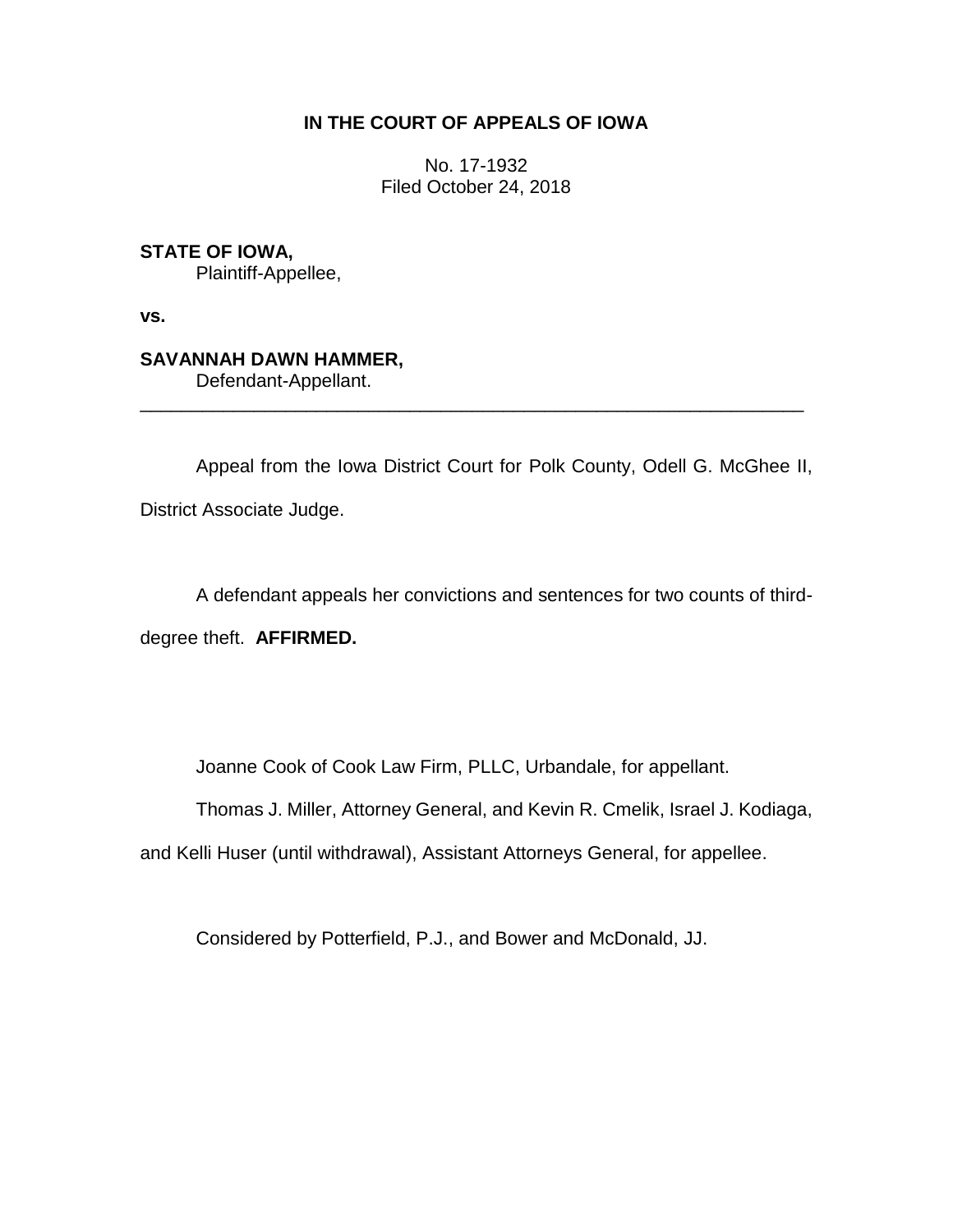**IN THE COURT OF APPEALS OF IOWA**

No. 17-1932
Filed October 24, 2018

**STATE OF IOWA,**
Plaintiff-Appellee,

**vs.**

**SAVANNAH DAWN HAMMER,**
Defendant-Appellant.

---

Appeal from the Iowa District Court for Polk County, Odell G. McGhee II, District Associate Judge.

A defendant appeals her convictions and sentences for two counts of third-degree theft. **AFFIRMED.**

Joanne Cook of Cook Law Firm, PLLC, Urbandale, for appellant.

Thomas J. Miller, Attorney General, and Kevin R. Cmelik, Israel J. Kodiaga, and Kelli Huser (until withdrawal), Assistant Attorneys General, for appellee.

Considered by Potterfield, P.J., and Bower and McDonald, JJ.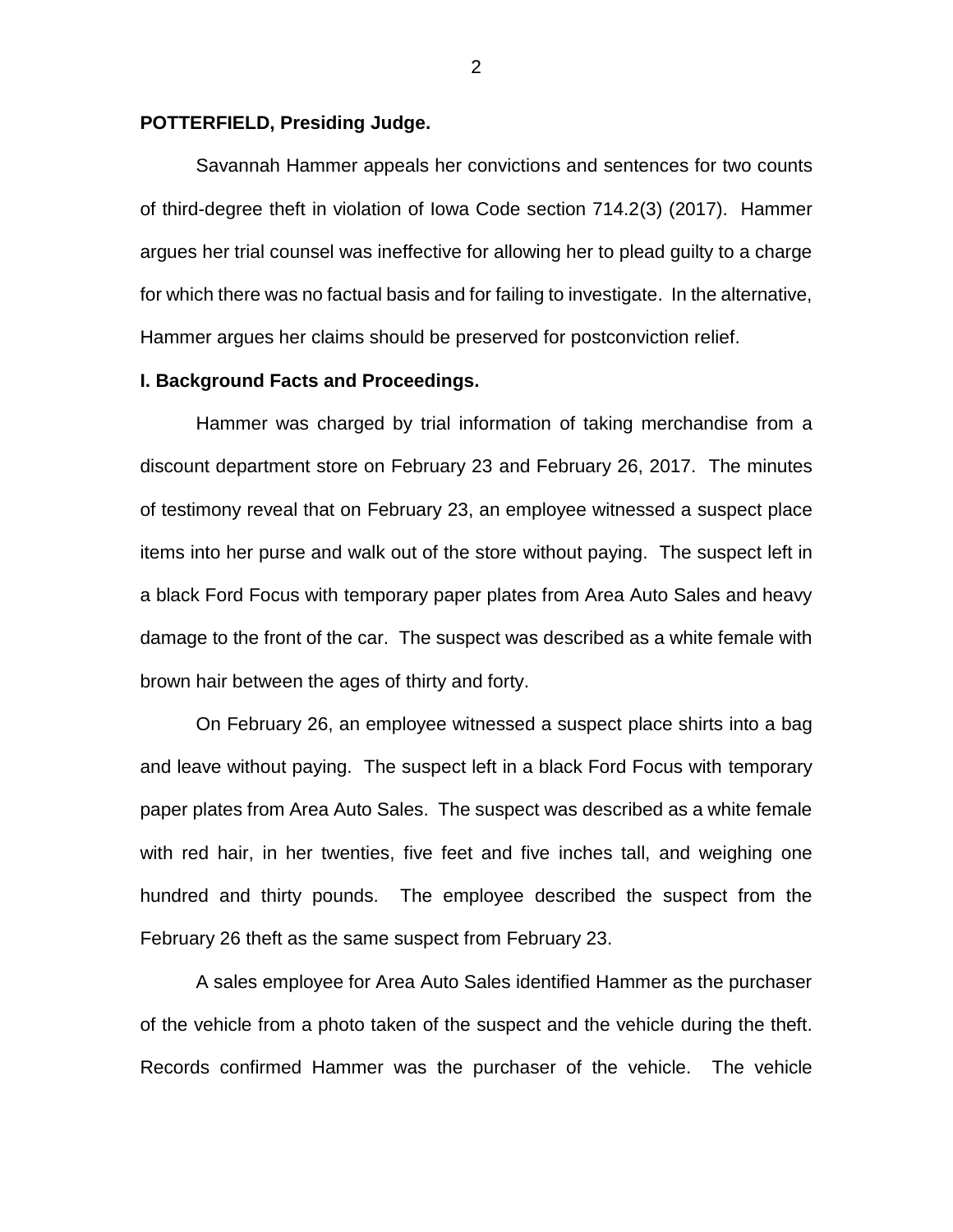**POTTERFIELD, Presiding Judge.**

Savannah Hammer appeals her convictions and sentences for two counts of third-degree theft in violation of Iowa Code section 714.2(3) (2017). Hammer argues her trial counsel was ineffective for allowing her to plead guilty to a charge for which there was no factual basis and for failing to investigate. In the alternative, Hammer argues her claims should be preserved for postconviction relief.

**I. Background Facts and Proceedings.**

Hammer was charged by trial information of taking merchandise from a discount department store on February 23 and February 26, 2017. The minutes of testimony reveal that on February 23, an employee witnessed a suspect place items into her purse and walk out of the store without paying. The suspect left in a black Ford Focus with temporary paper plates from Area Auto Sales and heavy damage to the front of the car. The suspect was described as a white female with brown hair between the ages of thirty and forty.

On February 26, an employee witnessed a suspect place shirts into a bag and leave without paying. The suspect left in a black Ford Focus with temporary paper plates from Area Auto Sales. The suspect was described as a white female with red hair, in her twenties, five feet and five inches tall, and weighing one hundred and thirty pounds. The employee described the suspect from the February 26 theft as the same suspect from February 23.

A sales employee for Area Auto Sales identified Hammer as the purchaser of the vehicle from a photo taken of the suspect and the vehicle during the theft. Records confirmed Hammer was the purchaser of the vehicle. The vehicle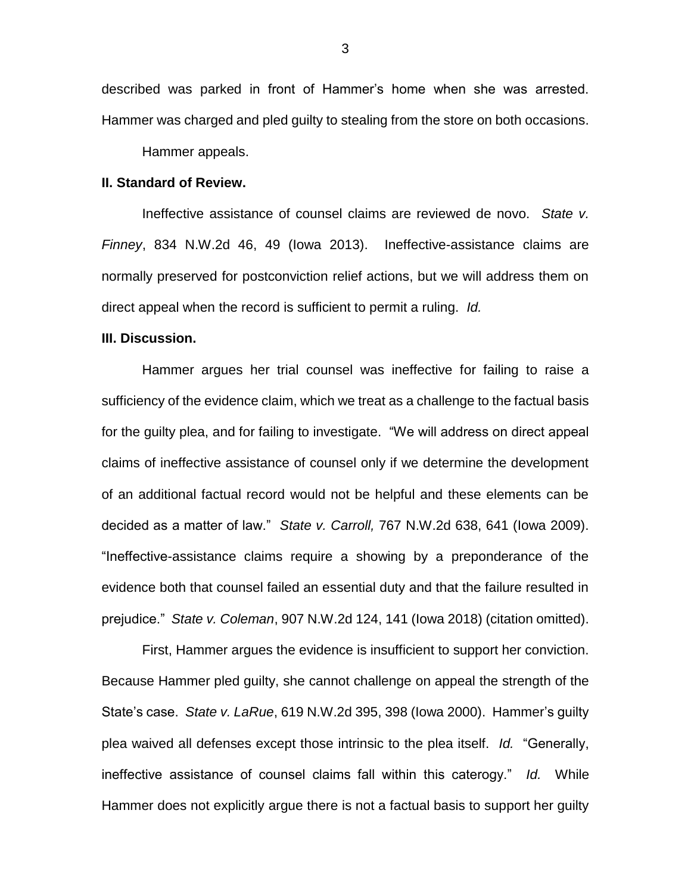described was parked in front of Hammer's home when she was arrested. Hammer was charged and pled guilty to stealing from the store on both occasions.

Hammer appeals.

**II. Standard of Review.**

Ineffective assistance of counsel claims are reviewed de novo. *State v. Finney*, 834 N.W.2d 46, 49 (Iowa 2013). Ineffective-assistance claims are normally preserved for postconviction relief actions, but we will address them on direct appeal when the record is sufficient to permit a ruling. *Id.*

**III. Discussion.**

Hammer argues her trial counsel was ineffective for failing to raise a sufficiency of the evidence claim, which we treat as a challenge to the factual basis for the guilty plea, and for failing to investigate. "We will address on direct appeal claims of ineffective assistance of counsel only if we determine the development of an additional factual record would not be helpful and these elements can be decided as a matter of law." *State v. Carroll,* 767 N.W.2d 638, 641 (Iowa 2009). "Ineffective-assistance claims require a showing by a preponderance of the evidence both that counsel failed an essential duty and that the failure resulted in prejudice." *State v. Coleman*, 907 N.W.2d 124, 141 (Iowa 2018) (citation omitted).

First, Hammer argues the evidence is insufficient to support her conviction. Because Hammer pled guilty, she cannot challenge on appeal the strength of the State's case. *State v. LaRue*, 619 N.W.2d 395, 398 (Iowa 2000). Hammer's guilty plea waived all defenses except those intrinsic to the plea itself. *Id.* "Generally, ineffective assistance of counsel claims fall within this caterogy." *Id.* While Hammer does not explicitly argue there is not a factual basis to support her guilty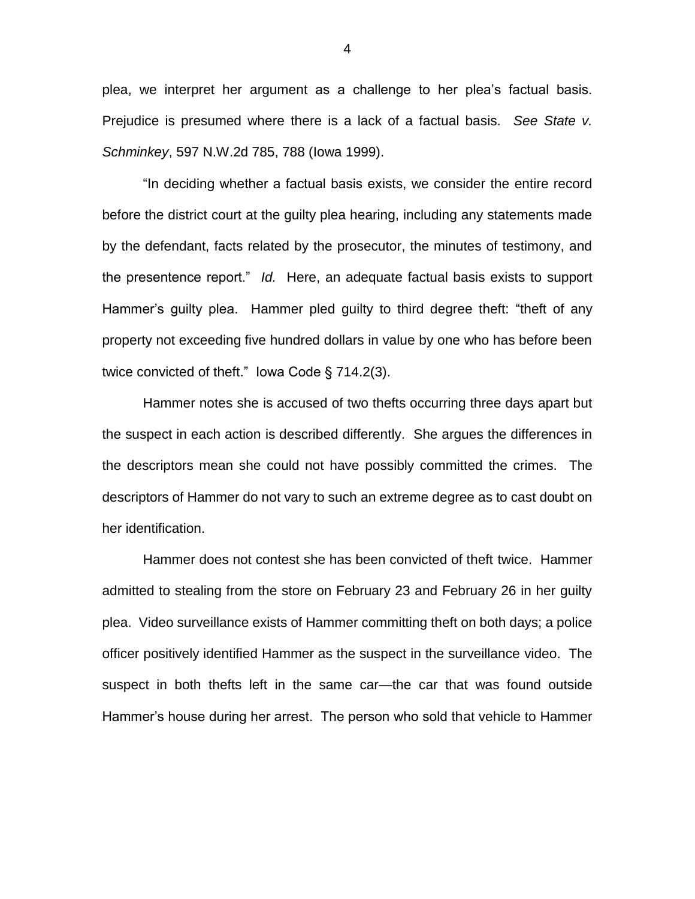plea, we interpret her argument as a challenge to her plea's factual basis. Prejudice is presumed where there is a lack of a factual basis. *See State v. Schminkey*, 597 N.W.2d 785, 788 (Iowa 1999).

"In deciding whether a factual basis exists, we consider the entire record before the district court at the guilty plea hearing, including any statements made by the defendant, facts related by the prosecutor, the minutes of testimony, and the presentence report." *Id.* Here, an adequate factual basis exists to support Hammer's guilty plea. Hammer pled guilty to third degree theft: "theft of any property not exceeding five hundred dollars in value by one who has before been twice convicted of theft." Iowa Code § 714.2(3).

Hammer notes she is accused of two thefts occurring three days apart but the suspect in each action is described differently. She argues the differences in the descriptors mean she could not have possibly committed the crimes. The descriptors of Hammer do not vary to such an extreme degree as to cast doubt on her identification.

Hammer does not contest she has been convicted of theft twice. Hammer admitted to stealing from the store on February 23 and February 26 in her guilty plea. Video surveillance exists of Hammer committing theft on both days; a police officer positively identified Hammer as the suspect in the surveillance video. The suspect in both thefts left in the same car—the car that was found outside Hammer's house during her arrest. The person who sold that vehicle to Hammer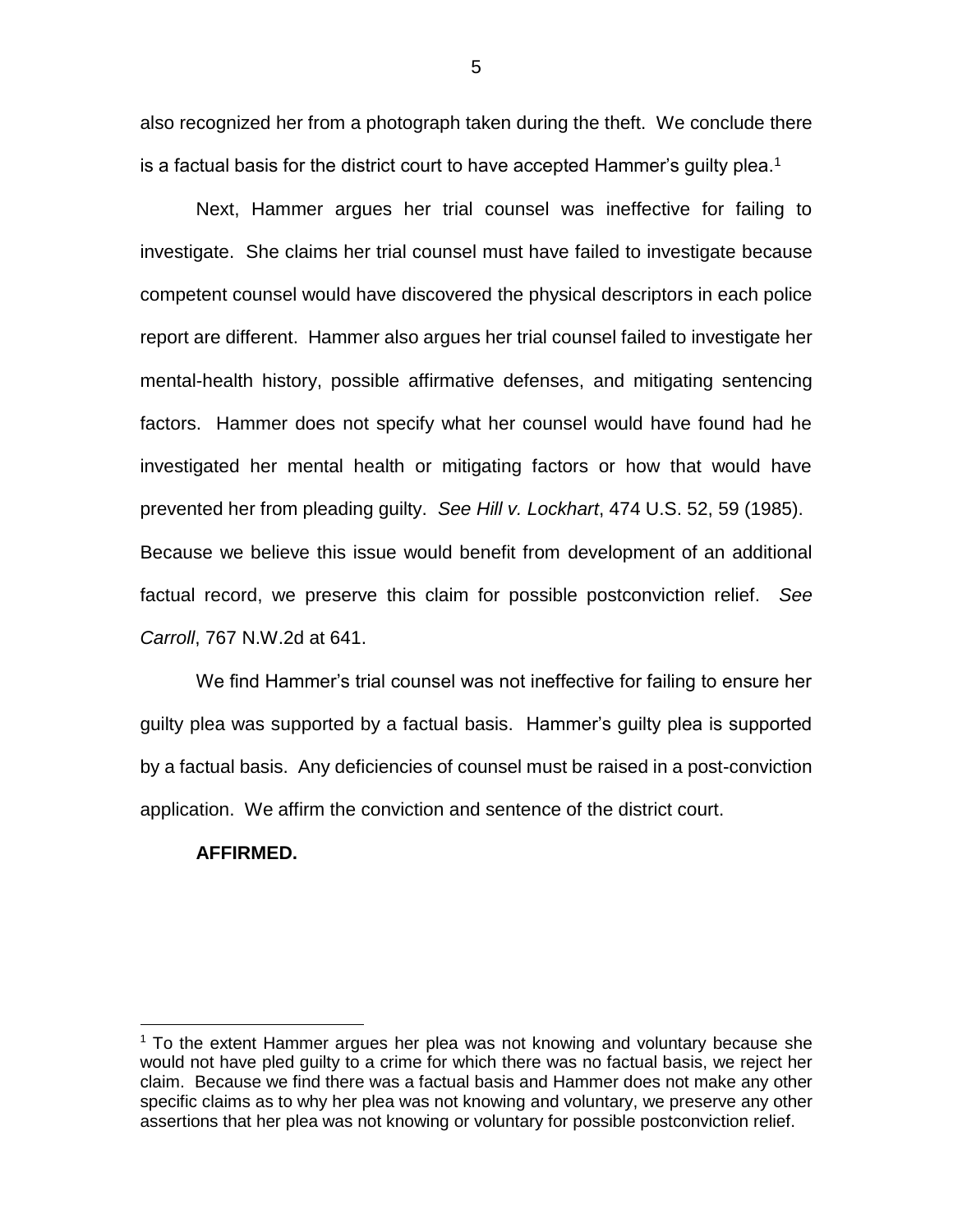also recognized her from a photograph taken during the theft. We conclude there is a factual basis for the district court to have accepted Hammer's guilty plea.[1]

Next, Hammer argues her trial counsel was ineffective for failing to investigate. She claims her trial counsel must have failed to investigate because competent counsel would have discovered the physical descriptors in each police report are different. Hammer also argues her trial counsel failed to investigate her mental-health history, possible affirmative defenses, and mitigating sentencing factors. Hammer does not specify what her counsel would have found had he investigated her mental health or mitigating factors or how that would have prevented her from pleading guilty. *See Hill v. Lockhart*, 474 U.S. 52, 59 (1985). Because we believe this issue would benefit from development of an additional factual record, we preserve this claim for possible postconviction relief. *See Carroll*, 767 N.W.2d at 641.

We find Hammer's trial counsel was not ineffective for failing to ensure her guilty plea was supported by a factual basis. Hammer's guilty plea is supported by a factual basis. Any deficiencies of counsel must be raised in a post-conviction application. We affirm the conviction and sentence of the district court.

**AFFIRMED.**

[1] To the extent Hammer argues her plea was not knowing and voluntary because she would not have pled guilty to a crime for which there was no factual basis, we reject her claim. Because we find there was a factual basis and Hammer does not make any other specific claims as to why her plea was not knowing and voluntary, we preserve any other assertions that her plea was not knowing or voluntary for possible postconviction relief.